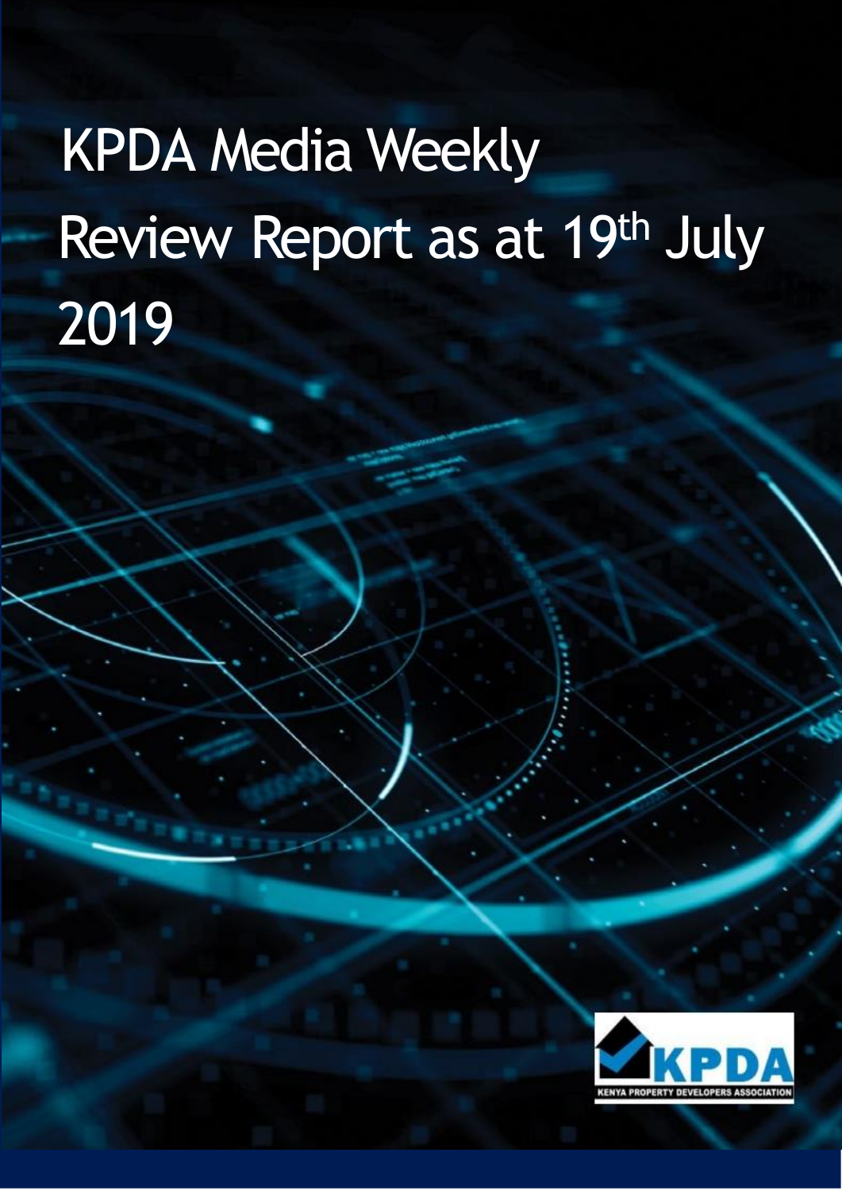# KPDA Media Weekly Review Report as at 19th July 2019

KPDA

KENYA PROPERTY DEVELOPERS ASSOCIATION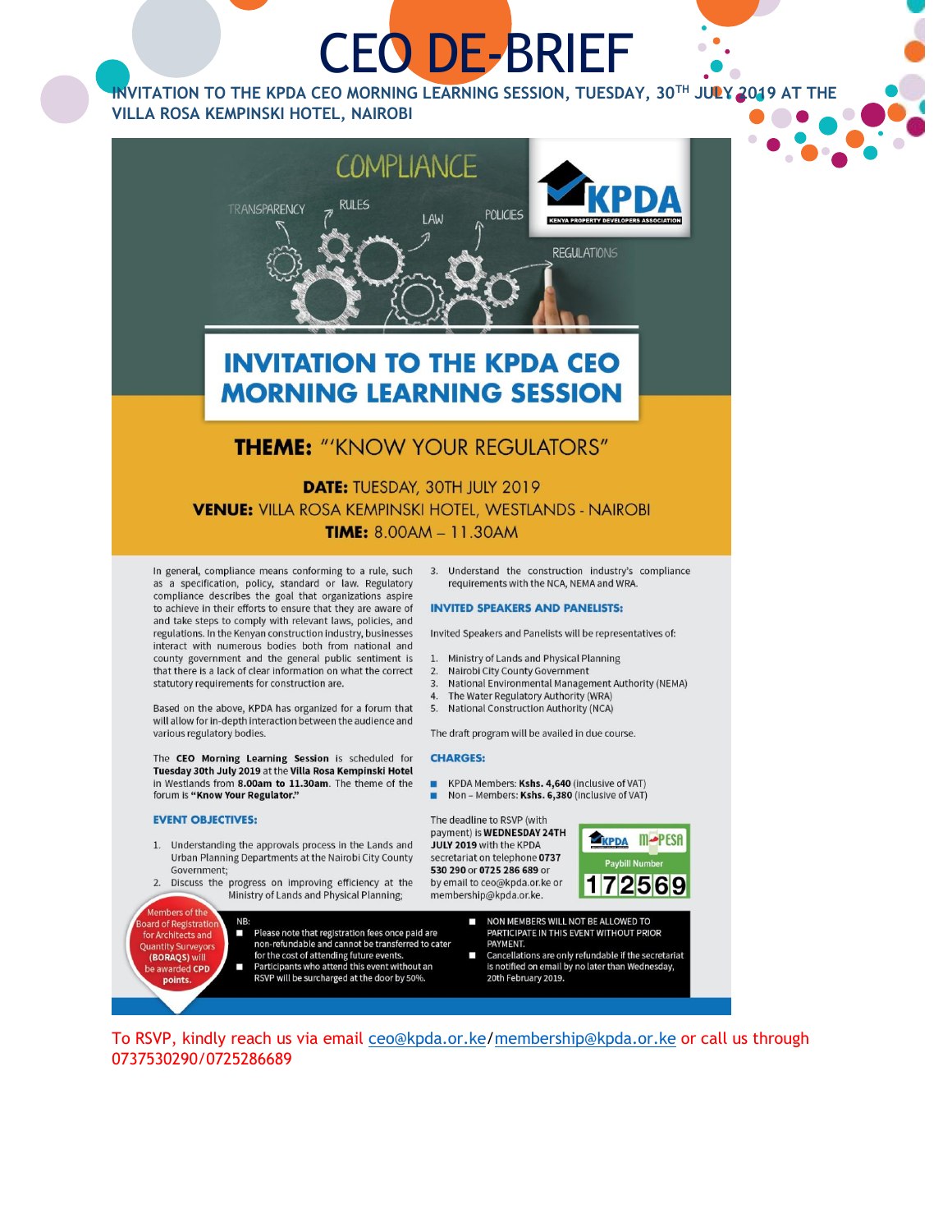# CEO DE-BRIEF

**INVITATION TO THE KPDA CEO MORNING LEARNING SESSION, TUESDAY, 30TH JULY 2019 AT THE VILLA ROSA KEMPINSKI HOTEL, NAIROBI**

COMPLIANCE

TRANSPARENCY RULES LAW POLICIES REGULATIONS

KPDA — KENYA PROPERTY DEVELOPERS ASSOCIATION

## INVITATION TO THE KPDA CEO MORNING LEARNING SESSION

**THEME:** "'KNOW YOUR REGULATORS"

**DATE:** TUESDAY, 30TH JULY 2019

**VENUE:** VILLA ROSA KEMPINSKI HOTEL, WESTLANDS - NAIROBI

**TIME:** 8.00AM – 11.30AM

In general, compliance means conforming to a rule, such as a specification, policy, standard or law. Regulatory compliance describes the goal that organizations aspire to achieve in their efforts to ensure that they are aware of and take steps to comply with relevant laws, policies, and regulations. In the Kenyan construction industry, businesses interact with numerous bodies both from national and county government and the general public sentiment is that there is a lack of clear information on what the correct statutory requirements for construction are.

Based on the above, KPDA has organized for a forum that will allow for in-depth interaction between the audience and various regulatory bodies.

The **CEO Morning Learning Session** is scheduled for **Tuesday 30th July 2019** at the **Villa Rosa Kempinski Hotel** in Westlands from **8.00am to 11.30am**. The theme of the forum is **"Know Your Regulator."**

### EVENT OBJECTIVES:

1. Understanding the approvals process in the Lands and Urban Planning Departments at the Nairobi City County Government;
2. Discuss the progress on improving efficiency at the Ministry of Lands and Physical Planning;
3. Understand the construction industry's compliance requirements with the NCA, NEMA and WRA.

### INVITED SPEAKERS AND PANELISTS:

Invited Speakers and Panelists will be representatives of:

1. Ministry of Lands and Physical Planning
2. Nairobi City County Government
3. National Environmental Management Authority (NEMA)
4. The Water Regulatory Authority (WRA)
5. National Construction Authority (NCA)

The draft program will be availed in due course.

### CHARGES:

- KPDA Members: **Kshs. 4,640** (inclusive of VAT)
- Non – Members: **Kshs. 6,380** (inclusive of VAT)

The deadline to RSVP (with payment) is **WEDNESDAY 24TH JULY 2019** with the KPDA secretariat on telephone **0737 530 290** or **0725 286 689** or by email to ceo@kpda.or.ke or membership@kpda.or.ke.

KPDA M-PESA Paybill Number **172569**

Members of the Board of Registration for Architects and Quantity Surveyors **(BORAQS)** will be awarded **CPD points.**

NB:

- Please note that registration fees once paid are non-refundable and cannot be transferred to cater for the cost of attending future events.
- Participants who attend this event without an RSVP will be surcharged at the door by 50%.
- NON MEMBERS WILL NOT BE ALLOWED TO PARTICIPATE IN THIS EVENT WITHOUT PRIOR PAYMENT.
- Cancellations are only refundable if the secretariat is notified on email by no later than Wednesday, 20th February 2019.

To RSVP, kindly reach us via email ceo@kpda.or.ke/membership@kpda.or.ke or call us through 0737530290/0725286689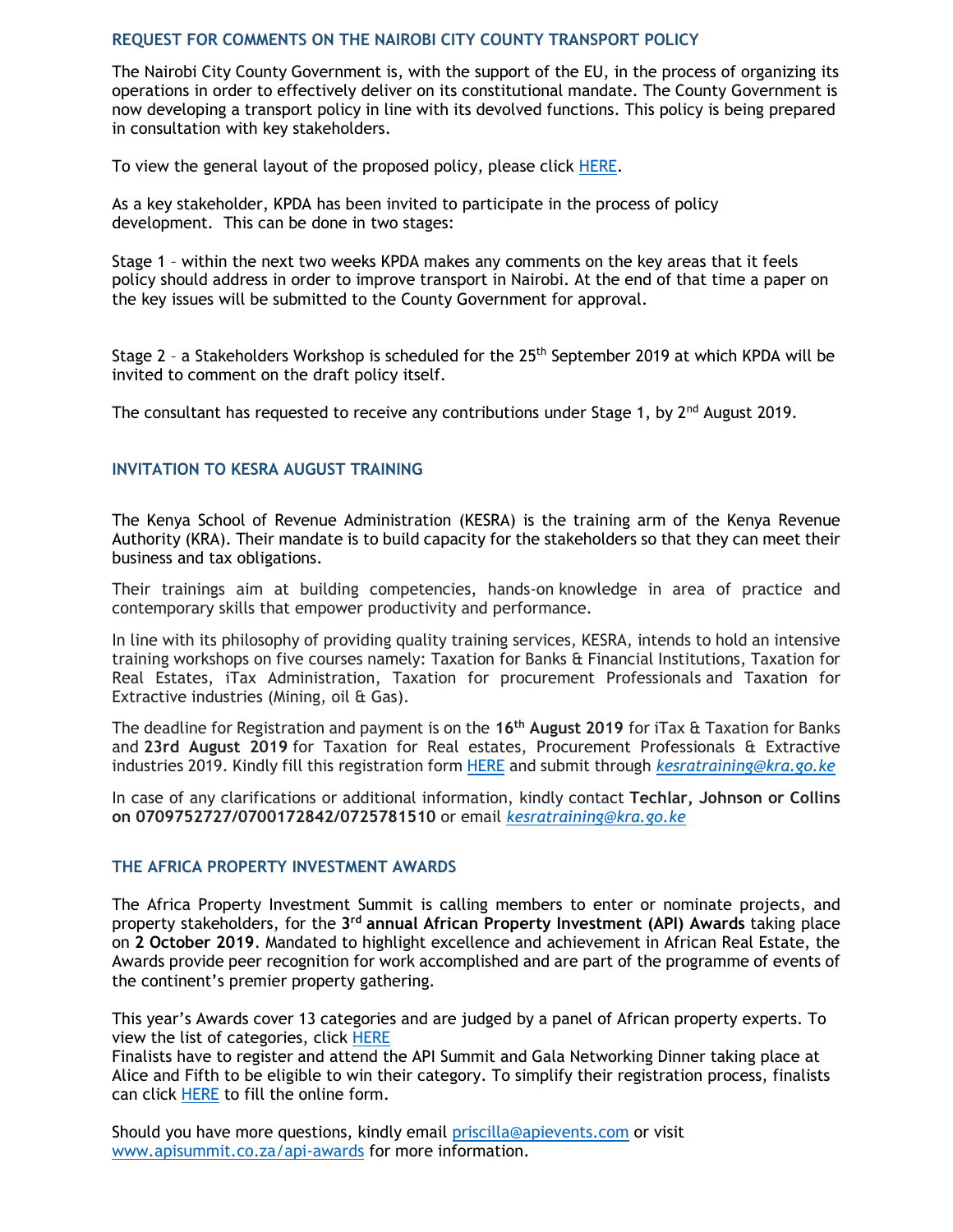## REQUEST FOR COMMENTS ON THE NAIROBI CITY COUNTY TRANSPORT POLICY

The Nairobi City County Government is, with the support of the EU, in the process of organizing its operations in order to effectively deliver on its constitutional mandate. The County Government is now developing a transport policy in line with its devolved functions. This policy is being prepared in consultation with key stakeholders.

To view the general layout of the proposed policy, please click HERE.

As a key stakeholder, KPDA has been invited to participate in the process of policy development. This can be done in two stages:

Stage 1 – within the next two weeks KPDA makes any comments on the key areas that it feels policy should address in order to improve transport in Nairobi. At the end of that time a paper on the key issues will be submitted to the County Government for approval.

Stage 2 – a Stakeholders Workshop is scheduled for the 25th September 2019 at which KPDA will be invited to comment on the draft policy itself.

The consultant has requested to receive any contributions under Stage 1, by 2nd August 2019.

## INVITATION TO KESRA AUGUST TRAINING

The Kenya School of Revenue Administration (KESRA) is the training arm of the Kenya Revenue Authority (KRA). Their mandate is to build capacity for the stakeholders so that they can meet their business and tax obligations.

Their trainings aim at building competencies, hands-on knowledge in area of practice and contemporary skills that empower productivity and performance.

In line with its philosophy of providing quality training services, KESRA, intends to hold an intensive training workshops on five courses namely: Taxation for Banks & Financial Institutions, Taxation for Real Estates, iTax Administration, Taxation for procurement Professionals and Taxation for Extractive industries (Mining, oil & Gas).

The deadline for Registration and payment is on the **16th August 2019** for iTax & Taxation for Banks and **23rd August 2019** for Taxation for Real estates, Procurement Professionals & Extractive industries 2019. Kindly fill this registration form HERE and submit through *kesratraining@kra.go.ke*

In case of any clarifications or additional information, kindly contact **Techlar, Johnson or Collins on 0709752727/0700172842/0725781510** or email *kesratraining@kra.go.ke*

## THE AFRICA PROPERTY INVESTMENT AWARDS

The Africa Property Investment Summit is calling members to enter or nominate projects, and property stakeholders, for the **3rd annual African Property Investment (API) Awards** taking place on **2 October 2019**. Mandated to highlight excellence and achievement in African Real Estate, the Awards provide peer recognition for work accomplished and are part of the programme of events of the continent's premier property gathering.

This year's Awards cover 13 categories and are judged by a panel of African property experts. To view the list of categories, click HERE
Finalists have to register and attend the API Summit and Gala Networking Dinner taking place at Alice and Fifth to be eligible to win their category. To simplify their registration process, finalists can click HERE to fill the online form.

Should you have more questions, kindly email priscilla@apievents.com or visit www.apisummit.co.za/api-awards for more information.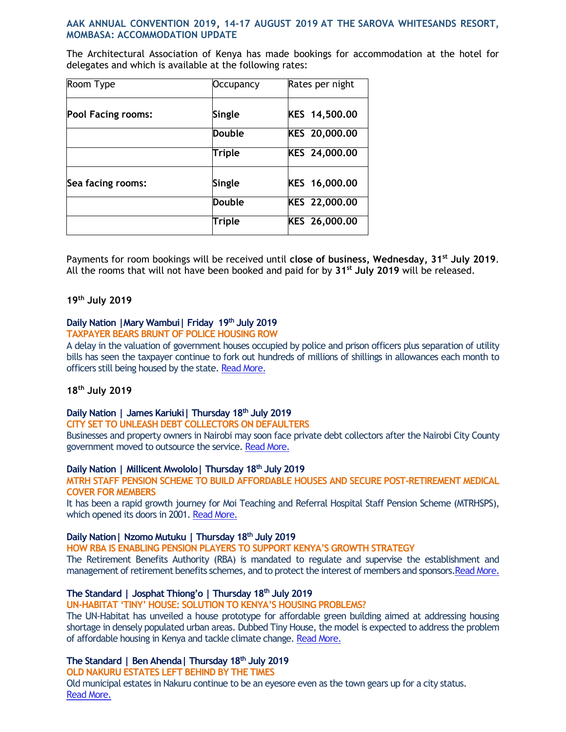### AAK ANNUAL CONVENTION 2019, 14-17 AUGUST 2019 AT THE SAROVA WHITESANDS RESORT, MOMBASA: ACCOMMODATION UPDATE

The Architectural Association of Kenya has made bookings for accommodation at the hotel for delegates and which is available at the following rates:

| Room Type | Occupancy | Rates per night |
|---|---|---|
| **Pool Facing rooms:** | **Single** | **KES 14,500.00** |
| | **Double** | **KES 20,000.00** |
| | **Triple** | **KES 24,000.00** |
| **Sea facing rooms:** | **Single** | **KES 16,000.00** |
| | **Double** | **KES 22,000.00** |
| | **Triple** | **KES 26,000.00** |

Payments for room bookings will be received until **close of business, Wednesday, 31st July 2019**. All the rooms that will not have been booked and paid for by **31st July 2019** will be released.

**19th July 2019**

**Daily Nation |Mary Wambui| Friday 19th July 2019**

**TAXPAYER BEARS BRUNT OF POLICE HOUSING ROW**

A delay in the valuation of government houses occupied by police and prison officers plus separation of utility bills has seen the taxpayer continue to fork out hundreds of millions of shillings in allowances each month to officers still being housed by the state. Read More.

**18th July 2019**

**Daily Nation | James Kariuki| Thursday 18th July 2019**

**CITY SET TO UNLEASH DEBT COLLECTORS ON DEFAULTERS**

Businesses and property owners in Nairobi may soon face private debt collectors after the Nairobi City County government moved to outsource the service. Read More.

**Daily Nation | Millicent Mwololo| Thursday 18th July 2019**

**MTRH STAFF PENSION SCHEME TO BUILD AFFORDABLE HOUSES AND SECURE POST-RETIREMENT MEDICAL COVER FOR MEMBERS**

It has been a rapid growth journey for Moi Teaching and Referral Hospital Staff Pension Scheme (MTRHSPS), which opened its doors in 2001. Read More.

**Daily Nation| Nzomo Mutuku | Thursday 18th July 2019**

**HOW RBA IS ENABLING PENSION PLAYERS TO SUPPORT KENYA'S GROWTH STRATEGY**

The Retirement Benefits Authority (RBA) is mandated to regulate and supervise the establishment and management of retirement benefits schemes, and to protect the interest of members and sponsors.Read More.

**The Standard | Josphat Thiong'o | Thursday 18th July 2019**

**UN-HABITAT 'TINY' HOUSE: SOLUTION TO KENYA'S HOUSING PROBLEMS?**

The UN-Habitat has unveiled a house prototype for affordable green building aimed at addressing housing shortage in densely populated urban areas. Dubbed Tiny House, the model is expected to address the problem of affordable housing in Kenya and tackle climate change. Read More.

**The Standard | Ben Ahenda| Thursday 18th July 2019**

**OLD NAKURU ESTATES LEFT BEHIND BY THE TIMES**

Old municipal estates in Nakuru continue to be an eyesore even as the town gears up for a city status.
Read More.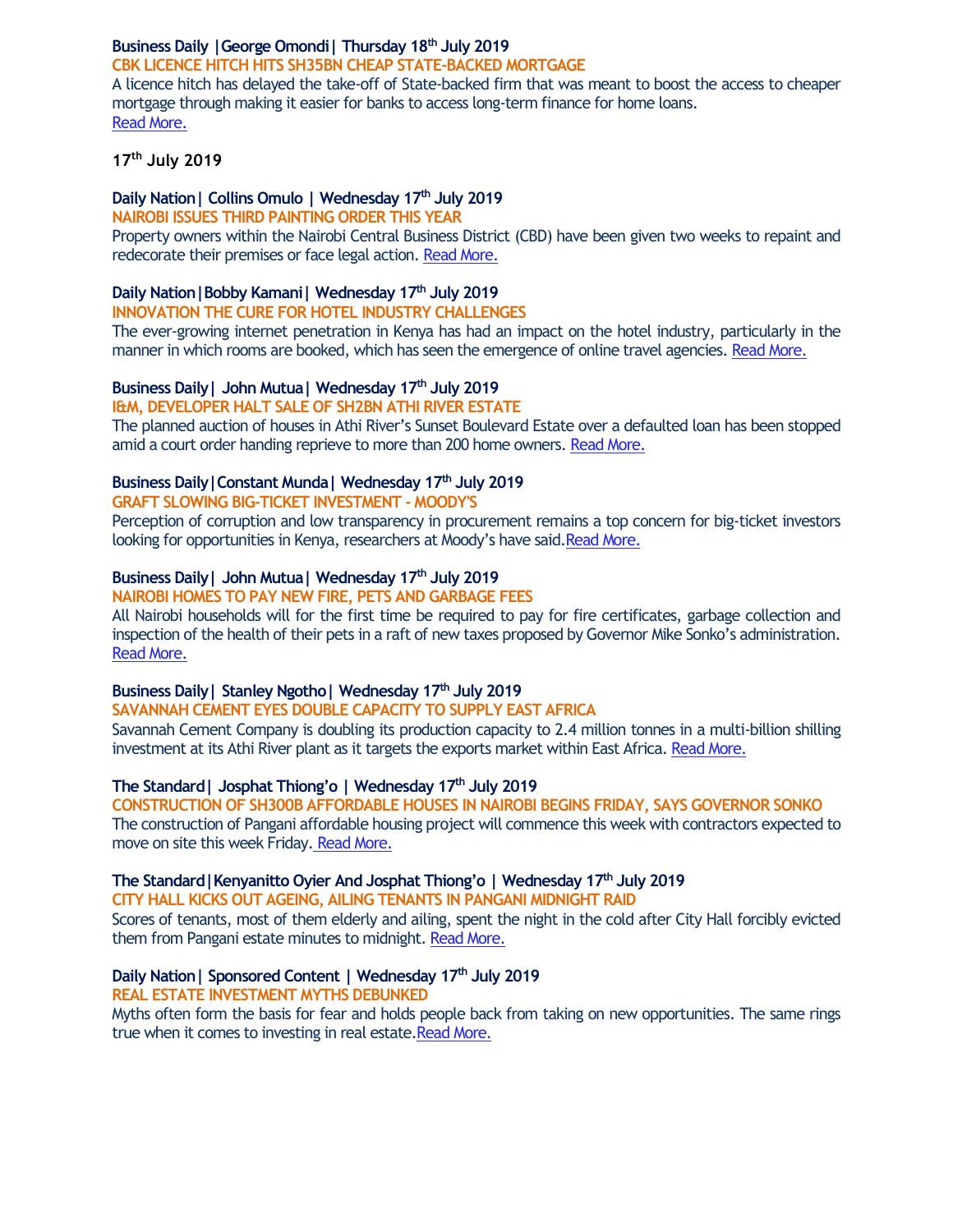**Business Daily |George Omondi| Thursday 18th July 2019**
**CBK LICENCE HITCH HITS SH35BN CHEAP STATE-BACKED MORTGAGE**
A licence hitch has delayed the take-off of State-backed firm that was meant to boost the access to cheaper mortgage through making it easier for banks to access long-term finance for home loans.
Read More.

## 17th July 2019

**Daily Nation| Collins Omulo | Wednesday 17th July 2019**
**NAIROBI ISSUES THIRD PAINTING ORDER THIS YEAR**
Property owners within the Nairobi Central Business District (CBD) have been given two weeks to repaint and redecorate their premises or face legal action. Read More.

**Daily Nation|Bobby Kamani| Wednesday 17th July 2019**
**INNOVATION THE CURE FOR HOTEL INDUSTRY CHALLENGES**
The ever-growing internet penetration in Kenya has had an impact on the hotel industry, particularly in the manner in which rooms are booked, which has seen the emergence of online travel agencies. Read More.

**Business Daily| John Mutua| Wednesday 17th July 2019**
**I&M, DEVELOPER HALT SALE OF SH2BN ATHI RIVER ESTATE**
The planned auction of houses in Athi River's Sunset Boulevard Estate over a defaulted loan has been stopped amid a court order handing reprieve to more than 200 home owners. Read More.

**Business Daily|Constant Munda| Wednesday 17th July 2019**
**GRAFT SLOWING BIG-TICKET INVESTMENT - MOODY'S**
Perception of corruption and low transparency in procurement remains a top concern for big-ticket investors looking for opportunities in Kenya, researchers at Moody's have said.Read More.

**Business Daily| John Mutua| Wednesday 17th July 2019**
**NAIROBI HOMES TO PAY NEW FIRE, PETS AND GARBAGE FEES**
All Nairobi households will for the first time be required to pay for fire certificates, garbage collection and inspection of the health of their pets in a raft of new taxes proposed by Governor Mike Sonko's administration. Read More.

**Business Daily| Stanley Ngotho| Wednesday 17th July 2019**
**SAVANNAH CEMENT EYES DOUBLE CAPACITY TO SUPPLY EAST AFRICA**
Savannah Cement Company is doubling its production capacity to 2.4 million tonnes in a multi-billion shilling investment at its Athi River plant as it targets the exports market within East Africa. Read More.

**The Standard| Josphat Thiong'o | Wednesday 17th July 2019**
**CONSTRUCTION OF SH300B AFFORDABLE HOUSES IN NAIROBI BEGINS FRIDAY, SAYS GOVERNOR SONKO**
The construction of Pangani affordable housing project will commence this week with contractors expected to move on site this week Friday. Read More.

**The Standard|Kenyanitto Oyier And Josphat Thiong'o | Wednesday 17th July 2019**
**CITY HALL KICKS OUT AGEING, AILING TENANTS IN PANGANI MIDNIGHT RAID**
Scores of tenants, most of them elderly and ailing, spent the night in the cold after City Hall forcibly evicted them from Pangani estate minutes to midnight. Read More.

**Daily Nation| Sponsored Content | Wednesday 17th July 2019**
**REAL ESTATE INVESTMENT MYTHS DEBUNKED**
Myths often form the basis for fear and holds people back from taking on new opportunities. The same rings true when it comes to investing in real estate.Read More.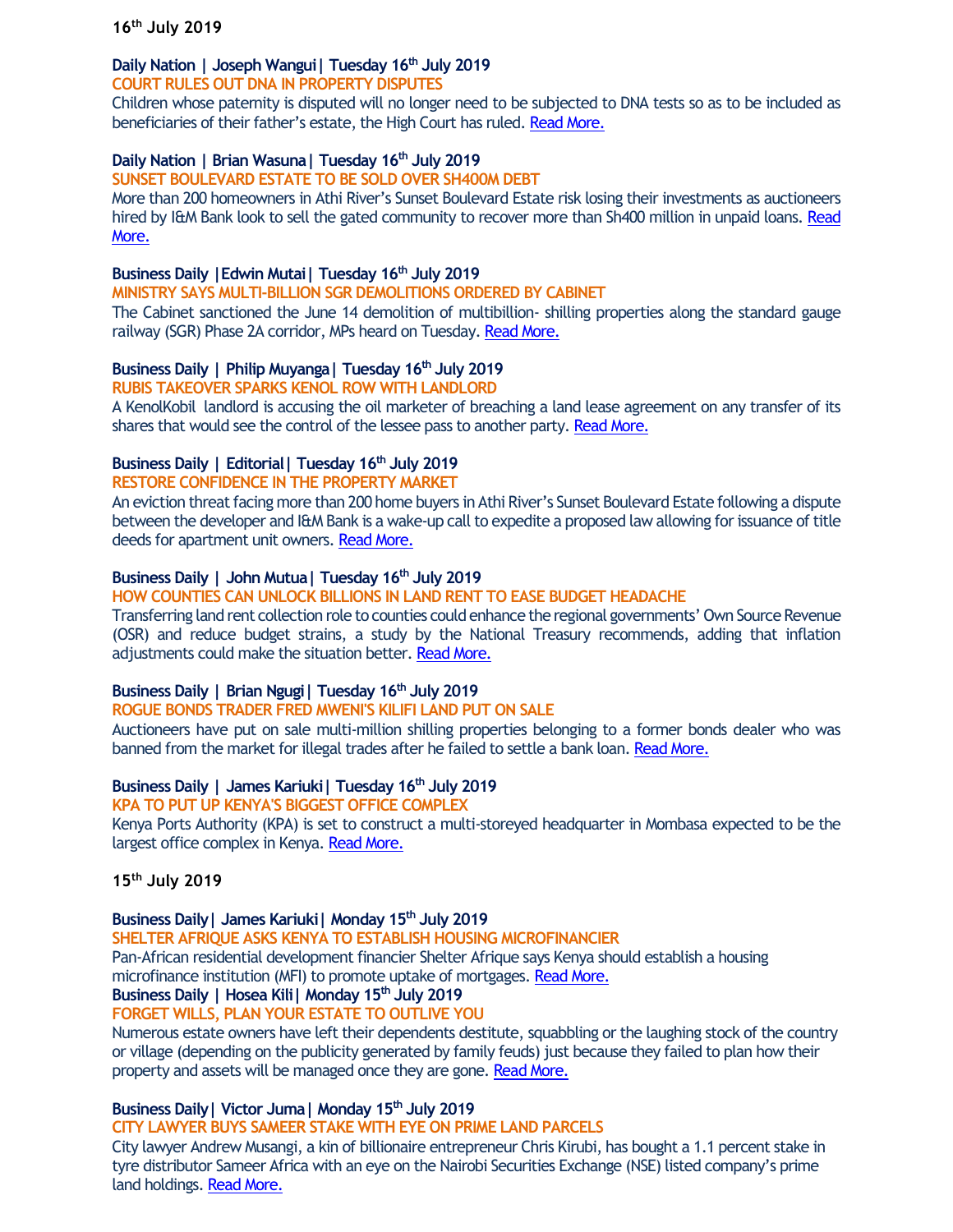**16th July 2019**

**Daily Nation | Joseph Wangui| Tuesday 16th July 2019**
**COURT RULES OUT DNA IN PROPERTY DISPUTES**
Children whose paternity is disputed will no longer need to be subjected to DNA tests so as to be included as beneficiaries of their father's estate, the High Court has ruled. Read More.

**Daily Nation | Brian Wasuna| Tuesday 16th July 2019**
**SUNSET BOULEVARD ESTATE TO BE SOLD OVER SH400M DEBT**
More than 200 homeowners in Athi River's Sunset Boulevard Estate risk losing their investments as auctioneers hired by I&M Bank look to sell the gated community to recover more than Sh400 million in unpaid loans. Read More.

**Business Daily |Edwin Mutai| Tuesday 16th July 2019**
**MINISTRY SAYS MULTI-BILLION SGR DEMOLITIONS ORDERED BY CABINET**
The Cabinet sanctioned the June 14 demolition of multibillion- shilling properties along the standard gauge railway (SGR) Phase 2A corridor, MPs heard on Tuesday. Read More.

**Business Daily | Philip Muyanga| Tuesday 16th July 2019**
**RUBIS TAKEOVER SPARKS KENOL ROW WITH LANDLORD**
A KenolKobil landlord is accusing the oil marketer of breaching a land lease agreement on any transfer of its shares that would see the control of the lessee pass to another party. Read More.

**Business Daily | Editorial| Tuesday 16th July 2019**
**RESTORE CONFIDENCE IN THE PROPERTY MARKET**
An eviction threat facing more than 200 home buyers in Athi River's Sunset Boulevard Estate following a dispute between the developer and I&M Bank is a wake-up call to expedite a proposed law allowing for issuance of title deeds for apartment unit owners. Read More.

**Business Daily | John Mutua| Tuesday 16th July 2019**
**HOW COUNTIES CAN UNLOCK BILLIONS IN LAND RENT TO EASE BUDGET HEADACHE**
Transferring land rent collection role to counties could enhance the regional governments' Own Source Revenue (OSR) and reduce budget strains, a study by the National Treasury recommends, adding that inflation adjustments could make the situation better. Read More.

**Business Daily | Brian Ngugi| Tuesday 16th July 2019**
**ROGUE BONDS TRADER FRED MWENI'S KILIFI LAND PUT ON SALE**
Auctioneers have put on sale multi-million shilling properties belonging to a former bonds dealer who was banned from the market for illegal trades after he failed to settle a bank loan. Read More.

**Business Daily | James Kariuki| Tuesday 16th July 2019**
**KPA TO PUT UP KENYA'S BIGGEST OFFICE COMPLEX**
Kenya Ports Authority (KPA) is set to construct a multi-storeyed headquarter in Mombasa expected to be the largest office complex in Kenya. Read More.

**15th July 2019**

**Business Daily| James Kariuki| Monday 15th July 2019**
**SHELTER AFRIQUE ASKS KENYA TO ESTABLISH HOUSING MICROFINANCIER**
Pan-African residential development financier Shelter Afrique says Kenya should establish a housing microfinance institution (MFI) to promote uptake of mortgages. Read More.

**Business Daily | Hosea Kili| Monday 15th July 2019**
**FORGET WILLS, PLAN YOUR ESTATE TO OUTLIVE YOU**
Numerous estate owners have left their dependents destitute, squabbling or the laughing stock of the country or village (depending on the publicity generated by family feuds) just because they failed to plan how their property and assets will be managed once they are gone. Read More.

**Business Daily| Victor Juma| Monday 15th July 2019**
**CITY LAWYER BUYS SAMEER STAKE WITH EYE ON PRIME LAND PARCELS**
City lawyer Andrew Musangi, a kin of billionaire entrepreneur Chris Kirubi, has bought a 1.1 percent stake in tyre distributor Sameer Africa with an eye on the Nairobi Securities Exchange (NSE) listed company's prime land holdings. Read More.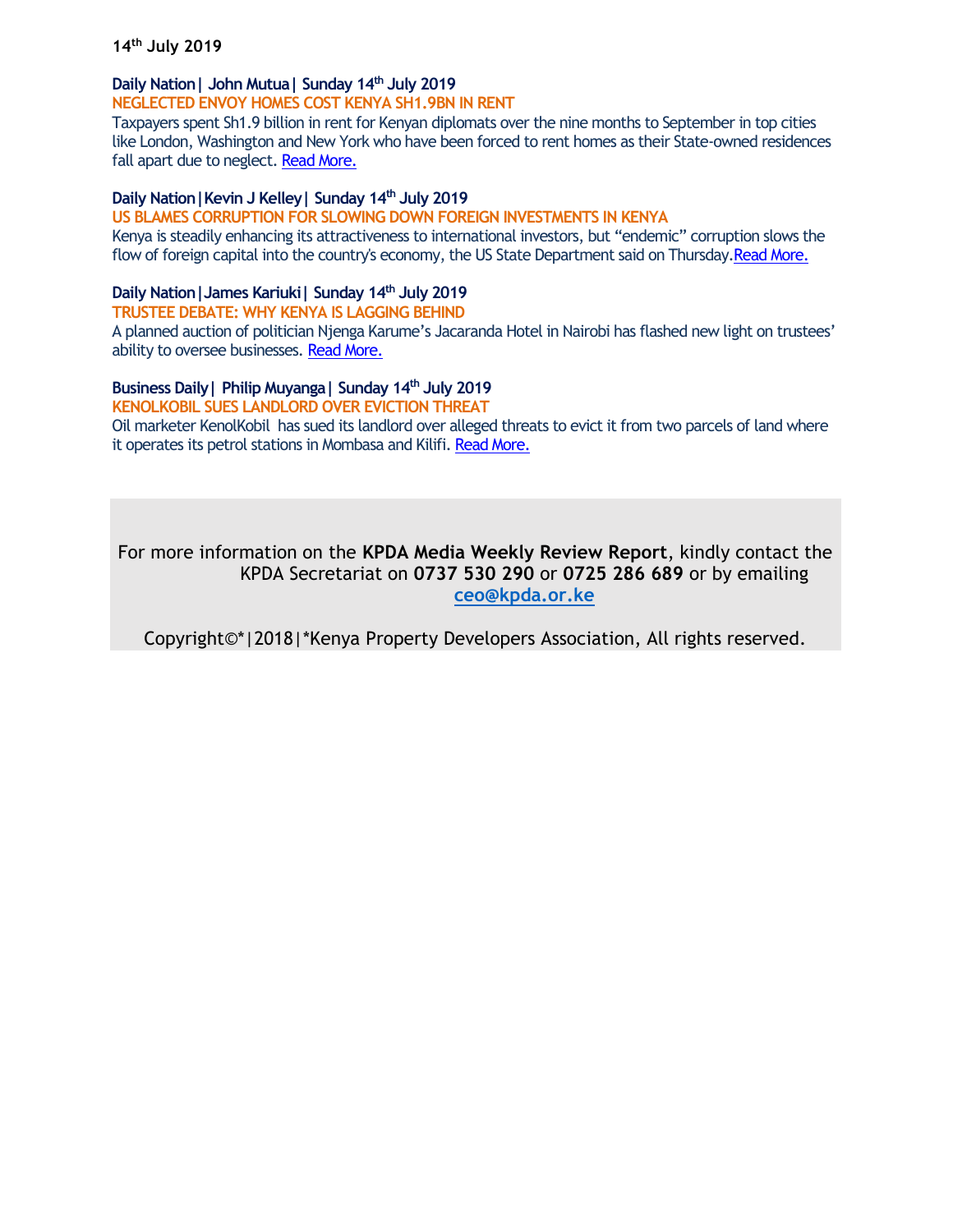**14th July 2019**

**Daily Nation| John Mutua| Sunday 14th July 2019**

**NEGLECTED ENVOY HOMES COST KENYA SH1.9BN IN RENT**

Taxpayers spent Sh1.9 billion in rent for Kenyan diplomats over the nine months to September in top cities like London, Washington and New York who have been forced to rent homes as their State-owned residences fall apart due to neglect. Read More.

**Daily Nation|Kevin J Kelley| Sunday 14th July 2019**

**US BLAMES CORRUPTION FOR SLOWING DOWN FOREIGN INVESTMENTS IN KENYA**

Kenya is steadily enhancing its attractiveness to international investors, but "endemic" corruption slows the flow of foreign capital into the country's economy, the US State Department said on Thursday.Read More.

**Daily Nation|James Kariuki| Sunday 14th July 2019**

**TRUSTEE DEBATE: WHY KENYA IS LAGGING BEHIND**

A planned auction of politician Njenga Karume's Jacaranda Hotel in Nairobi has flashed new light on trustees' ability to oversee businesses. Read More.

**Business Daily| Philip Muyanga| Sunday 14th July 2019**

**KENOLKOBIL SUES LANDLORD OVER EVICTION THREAT**

Oil marketer KenolKobil has sued its landlord over alleged threats to evict it from two parcels of land where it operates its petrol stations in Mombasa and Kilifi. Read More.

For more information on the **KPDA Media Weekly Review Report**, kindly contact the KPDA Secretariat on **0737 530 290** or **0725 286 689** or by emailing **ceo@kpda.or.ke**

Copyright©*|2018|*Kenya Property Developers Association, All rights reserved.